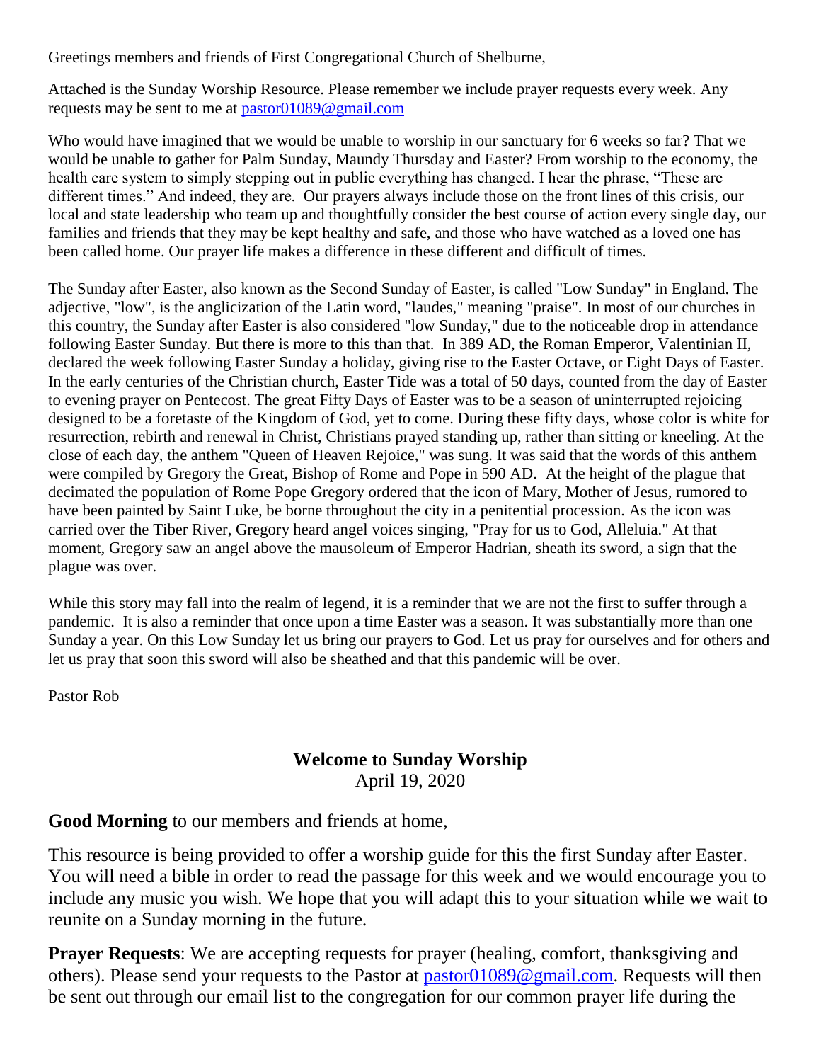Greetings members and friends of First Congregational Church of Shelburne,

Attached is the Sunday Worship Resource. Please remember we include prayer requests every week. Any requests may be sent to me at pastor01089@gmail.com

Who would have imagined that we would be unable to worship in our sanctuary for 6 weeks so far? That we would be unable to gather for Palm Sunday, Maundy Thursday and Easter? From worship to the economy, the health care system to simply stepping out in public everything has changed. I hear the phrase, "These are different times." And indeed, they are. Our prayers always include those on the front lines of this crisis, our local and state leadership who team up and thoughtfully consider the best course of action every single day, our families and friends that they may be kept healthy and safe, and those who have watched as a loved one has been called home. Our prayer life makes a difference in these different and difficult of times.

The Sunday after Easter, also known as the Second Sunday of Easter, is called "Low Sunday" in England. The adjective, "low", is the anglicization of the Latin word, "laudes," meaning "praise". In most of our churches in this country, the Sunday after Easter is also considered "low Sunday," due to the noticeable drop in attendance following Easter Sunday. But there is more to this than that. In 389 AD, the Roman Emperor, Valentinian II, declared the week following Easter Sunday a holiday, giving rise to the Easter Octave, or Eight Days of Easter. In the early centuries of the Christian church, Easter Tide was a total of 50 days, counted from the day of Easter to evening prayer on Pentecost. The great Fifty Days of Easter was to be a season of uninterrupted rejoicing designed to be a foretaste of the Kingdom of God, yet to come. During these fifty days, whose color is white for resurrection, rebirth and renewal in Christ, Christians prayed standing up, rather than sitting or kneeling. At the close of each day, the anthem "Queen of Heaven Rejoice," was sung. It was said that the words of this anthem were compiled by Gregory the Great, Bishop of Rome and Pope in 590 AD. At the height of the plague that decimated the population of Rome Pope Gregory ordered that the icon of Mary, Mother of Jesus, rumored to have been painted by Saint Luke, be borne throughout the city in a penitential procession. As the icon was carried over the Tiber River, Gregory heard angel voices singing, "Pray for us to God, Alleluia." At that moment, Gregory saw an angel above the mausoleum of Emperor Hadrian, sheath its sword, a sign that the plague was over.

While this story may fall into the realm of legend, it is a reminder that we are not the first to suffer through a pandemic. It is also a reminder that once upon a time Easter was a season. It was substantially more than one Sunday a year. On this Low Sunday let us bring our prayers to God. Let us pray for ourselves and for others and let us pray that soon this sword will also be sheathed and that this pandemic will be over.

Pastor Rob

## Welcome to Sunday Worship

April 19, 2020

**Good Morning** to our members and friends at home,

This resource is being provided to offer a worship guide for this the first Sunday after Easter. You will need a bible in order to read the passage for this week and we would encourage you to include any music you wish. We hope that you will adapt this to your situation while we wait to reunite on a Sunday morning in the future.

**Prayer Requests**: We are accepting requests for prayer (healing, comfort, thanksgiving and others). Please send your requests to the Pastor at pastor01089@gmail.com. Requests will then be sent out through our email list to the congregation for our common prayer life during the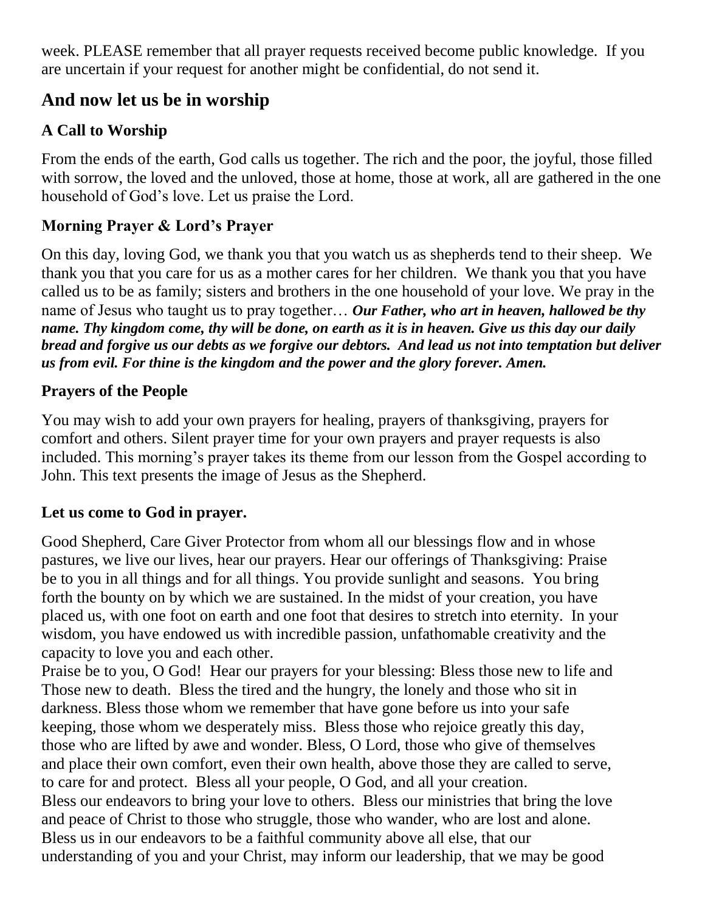week. PLEASE remember that all prayer requests received become public knowledge. If you are uncertain if your request for another might be confidential, do not send it.

## And now let us be in worship

### A Call to Worship

From the ends of the earth, God calls us together. The rich and the poor, the joyful, those filled with sorrow, the loved and the unloved, those at home, those at work, all are gathered in the one household of God's love. Let us praise the Lord.

### Morning Prayer & Lord's Prayer

On this day, loving God, we thank you that you watch us as shepherds tend to their sheep. We thank you that you care for us as a mother cares for her children. We thank you that you have called us to be as family; sisters and brothers in the one household of your love. We pray in the name of Jesus who taught us to pray together… ***Our Father, who art in heaven, hallowed be thy name. Thy kingdom come, thy will be done, on earth as it is in heaven. Give us this day our daily bread and forgive us our debts as we forgive our debtors. And lead us not into temptation but deliver us from evil. For thine is the kingdom and the power and the glory forever. Amen.***

### Prayers of the People

You may wish to add your own prayers for healing, prayers of thanksgiving, prayers for comfort and others. Silent prayer time for your own prayers and prayer requests is also included. This morning's prayer takes its theme from our lesson from the Gospel according to John. This text presents the image of Jesus as the Shepherd.

### Let us come to God in prayer.

Good Shepherd, Care Giver Protector from whom all our blessings flow and in whose pastures, we live our lives, hear our prayers. Hear our offerings of Thanksgiving: Praise be to you in all things and for all things. You provide sunlight and seasons. You bring forth the bounty on by which we are sustained. In the midst of your creation, you have placed us, with one foot on earth and one foot that desires to stretch into eternity. In your wisdom, you have endowed us with incredible passion, unfathomable creativity and the capacity to love you and each other.
Praise be to you, O God! Hear our prayers for your blessing: Bless those new to life and Those new to death. Bless the tired and the hungry, the lonely and those who sit in darkness. Bless those whom we remember that have gone before us into your safe keeping, those whom we desperately miss. Bless those who rejoice greatly this day, those who are lifted by awe and wonder. Bless, O Lord, those who give of themselves and place their own comfort, even their own health, above those they are called to serve, to care for and protect. Bless all your people, O God, and all your creation.
Bless our endeavors to bring your love to others. Bless our ministries that bring the love and peace of Christ to those who struggle, those who wander, who are lost and alone. Bless us in our endeavors to be a faithful community above all else, that our understanding of you and your Christ, may inform our leadership, that we may be good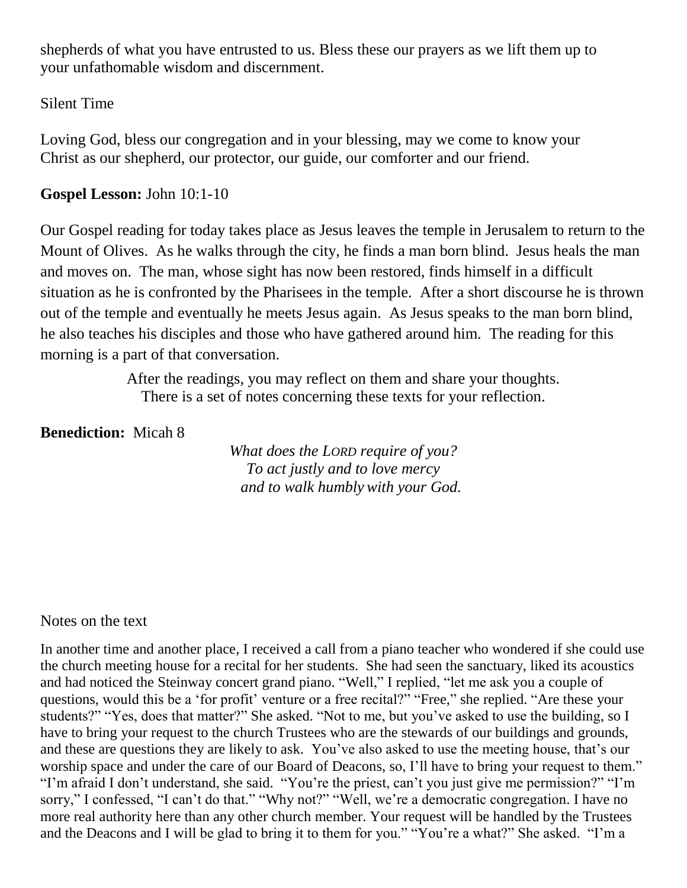shepherds of what you have entrusted to us. Bless these our prayers as we lift them up to your unfathomable wisdom and discernment.

Silent Time

Loving God, bless our congregation and in your blessing, may we come to know your Christ as our shepherd, our protector, our guide, our comforter and our friend.

**Gospel Lesson:** John 10:1-10

Our Gospel reading for today takes place as Jesus leaves the temple in Jerusalem to return to the Mount of Olives. As he walks through the city, he finds a man born blind. Jesus heals the man and moves on. The man, whose sight has now been restored, finds himself in a difficult situation as he is confronted by the Pharisees in the temple. After a short discourse he is thrown out of the temple and eventually he meets Jesus again. As Jesus speaks to the man born blind, he also teaches his disciples and those who have gathered around him. The reading for this morning is a part of that conversation.

After the readings, you may reflect on them and share your thoughts.
There is a set of notes concerning these texts for your reflection.

**Benediction:** Micah 8

*What does the LORD require of you?*
*To act justly and to love mercy*
*and to walk humbly with your God.*

Notes on the text

In another time and another place, I received a call from a piano teacher who wondered if she could use the church meeting house for a recital for her students. She had seen the sanctuary, liked its acoustics and had noticed the Steinway concert grand piano. "Well," I replied, "let me ask you a couple of questions, would this be a 'for profit' venture or a free recital?" "Free," she replied. "Are these your students?" "Yes, does that matter?" She asked. "Not to me, but you've asked to use the building, so I have to bring your request to the church Trustees who are the stewards of our buildings and grounds, and these are questions they are likely to ask. You've also asked to use the meeting house, that's our worship space and under the care of our Board of Deacons, so, I'll have to bring your request to them." "I'm afraid I don't understand, she said. "You're the priest, can't you just give me permission?" "I'm sorry," I confessed, "I can't do that." "Why not?" "Well, we're a democratic congregation. I have no more real authority here than any other church member. Your request will be handled by the Trustees and the Deacons and I will be glad to bring it to them for you." "You're a what?" She asked. "I'm a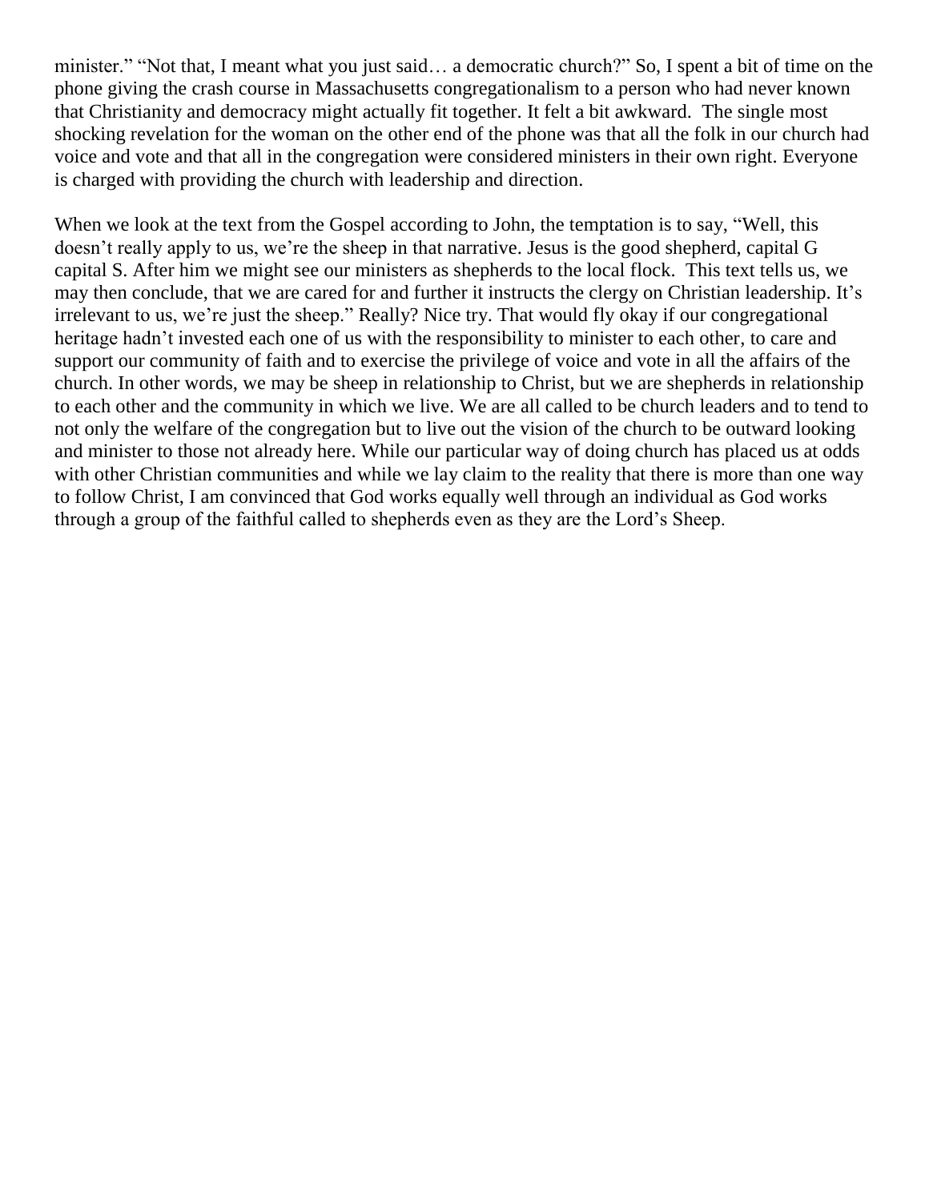minister." "Not that, I meant what you just said… a democratic church?" So, I spent a bit of time on the phone giving the crash course in Massachusetts congregationalism to a person who had never known that Christianity and democracy might actually fit together. It felt a bit awkward. The single most shocking revelation for the woman on the other end of the phone was that all the folk in our church had voice and vote and that all in the congregation were considered ministers in their own right. Everyone is charged with providing the church with leadership and direction.

When we look at the text from the Gospel according to John, the temptation is to say, "Well, this doesn't really apply to us, we're the sheep in that narrative. Jesus is the good shepherd, capital G capital S. After him we might see our ministers as shepherds to the local flock. This text tells us, we may then conclude, that we are cared for and further it instructs the clergy on Christian leadership. It's irrelevant to us, we're just the sheep." Really? Nice try. That would fly okay if our congregational heritage hadn't invested each one of us with the responsibility to minister to each other, to care and support our community of faith and to exercise the privilege of voice and vote in all the affairs of the church. In other words, we may be sheep in relationship to Christ, but we are shepherds in relationship to each other and the community in which we live. We are all called to be church leaders and to tend to not only the welfare of the congregation but to live out the vision of the church to be outward looking and minister to those not already here. While our particular way of doing church has placed us at odds with other Christian communities and while we lay claim to the reality that there is more than one way to follow Christ, I am convinced that God works equally well through an individual as God works through a group of the faithful called to shepherds even as they are the Lord's Sheep.